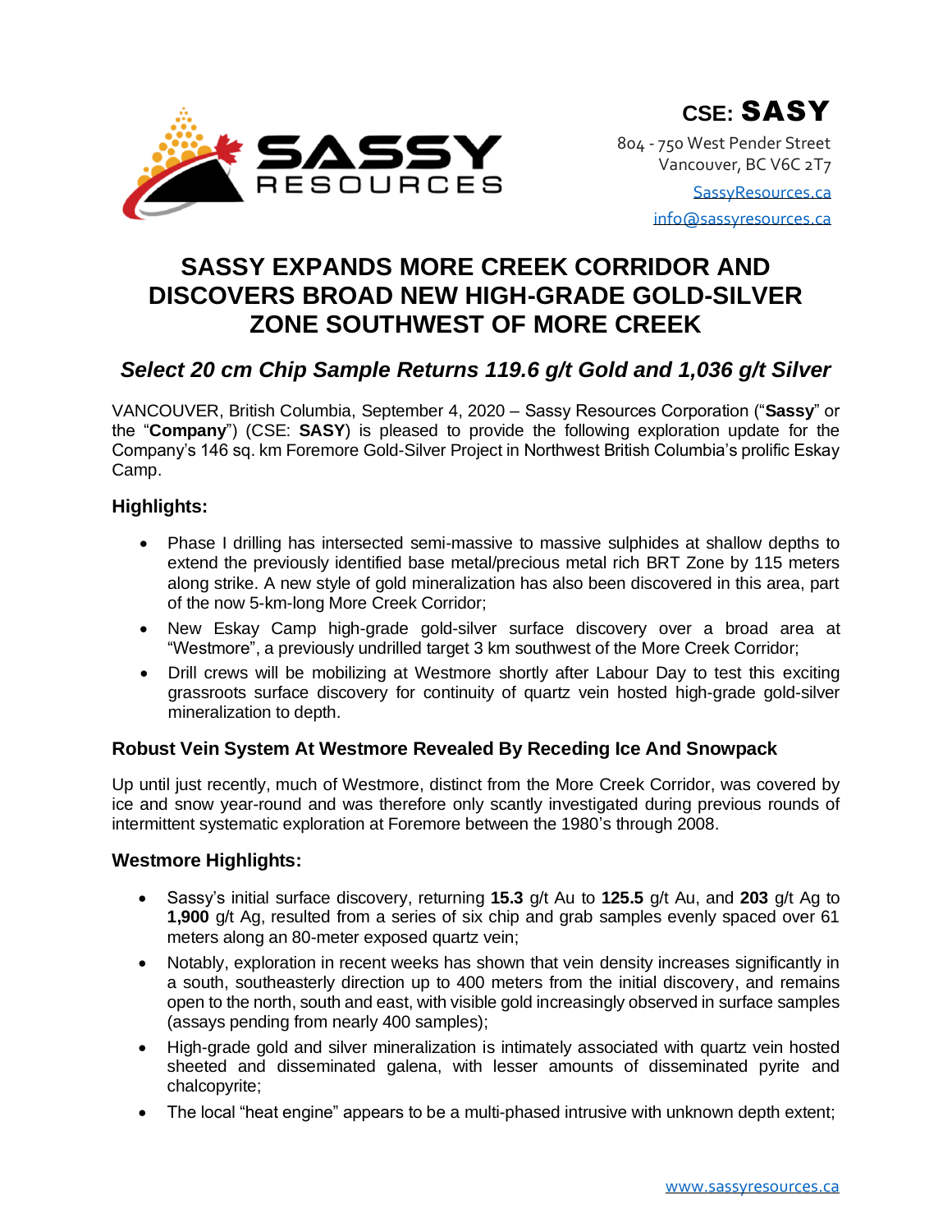CSE: **SASSY**

804 - 750 West Pender Street
Vancouver, BC V6C 2T7

SassyResources.ca
info@sassyresources.ca

# SASSY EXPANDS MORE CREEK CORRIDOR AND DISCOVERS BROAD NEW HIGH-GRADE GOLD-SILVER ZONE SOUTHWEST OF MORE CREEK

## *Select 20 cm Chip Sample Returns 119.6 g/t Gold and 1,036 g/t Silver*

VANCOUVER, British Columbia, September 4, 2020 – Sassy Resources Corporation ("**Sassy**" or the "**Company**") (CSE: **SASY**) is pleased to provide the following exploration update for the Company's 146 sq. km Foremore Gold-Silver Project in Northwest British Columbia's prolific Eskay Camp.

### Highlights:

- Phase I drilling has intersected semi-massive to massive sulphides at shallow depths to extend the previously identified base metal/precious metal rich BRT Zone by 115 meters along strike. A new style of gold mineralization has also been discovered in this area, part of the now 5-km-long More Creek Corridor;
- New Eskay Camp high-grade gold-silver surface discovery over a broad area at "Westmore", a previously undrilled target 3 km southwest of the More Creek Corridor;
- Drill crews will be mobilizing at Westmore shortly after Labour Day to test this exciting grassroots surface discovery for continuity of quartz vein hosted high-grade gold-silver mineralization to depth.

### Robust Vein System At Westmore Revealed By Receding Ice And Snowpack

Up until just recently, much of Westmore, distinct from the More Creek Corridor, was covered by ice and snow year-round and was therefore only scantly investigated during previous rounds of intermittent systematic exploration at Foremore between the 1980's through 2008.

### Westmore Highlights:

- Sassy's initial surface discovery, returning **15.3** g/t Au to **125.5** g/t Au, and **203** g/t Ag to **1,900** g/t Ag, resulted from a series of six chip and grab samples evenly spaced over 61 meters along an 80-meter exposed quartz vein;
- Notably, exploration in recent weeks has shown that vein density increases significantly in a south, southeasterly direction up to 400 meters from the initial discovery, and remains open to the north, south and east, with visible gold increasingly observed in surface samples (assays pending from nearly 400 samples);
- High-grade gold and silver mineralization is intimately associated with quartz vein hosted sheeted and disseminated galena, with lesser amounts of disseminated pyrite and chalcopyrite;
- The local "heat engine" appears to be a multi-phased intrusive with unknown depth extent;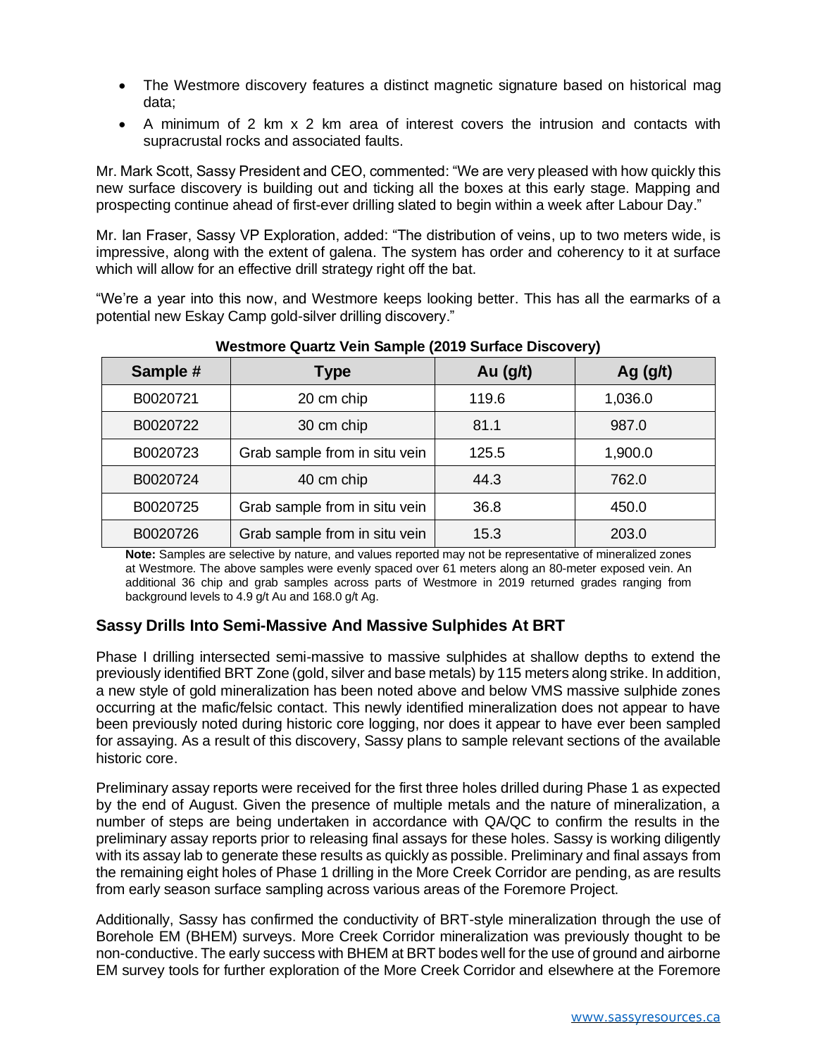- The Westmore discovery features a distinct magnetic signature based on historical mag data;
- A minimum of 2 km x 2 km area of interest covers the intrusion and contacts with supracrustal rocks and associated faults.

Mr. Mark Scott, Sassy President and CEO, commented: "We are very pleased with how quickly this new surface discovery is building out and ticking all the boxes at this early stage. Mapping and prospecting continue ahead of first-ever drilling slated to begin within a week after Labour Day."

Mr. Ian Fraser, Sassy VP Exploration, added: "The distribution of veins, up to two meters wide, is impressive, along with the extent of galena. The system has order and coherency to it at surface which will allow for an effective drill strategy right off the bat.

"We're a year into this now, and Westmore keeps looking better. This has all the earmarks of a potential new Eskay Camp gold-silver drilling discovery."

**Westmore Quartz Vein Sample (2019 Surface Discovery)**

| Sample # | Type | Au (g/t) | Ag (g/t) |
|---|---|---|---|
| B0020721 | 20 cm chip | 119.6 | 1,036.0 |
| B0020722 | 30 cm chip | 81.1 | 987.0 |
| B0020723 | Grab sample from in situ vein | 125.5 | 1,900.0 |
| B0020724 | 40 cm chip | 44.3 | 762.0 |
| B0020725 | Grab sample from in situ vein | 36.8 | 450.0 |
| B0020726 | Grab sample from in situ vein | 15.3 | 203.0 |

**Note:** Samples are selective by nature, and values reported may not be representative of mineralized zones at Westmore. The above samples were evenly spaced over 61 meters along an 80-meter exposed vein. An additional 36 chip and grab samples across parts of Westmore in 2019 returned grades ranging from background levels to 4.9 g/t Au and 168.0 g/t Ag.

## Sassy Drills Into Semi-Massive And Massive Sulphides At BRT

Phase I drilling intersected semi-massive to massive sulphides at shallow depths to extend the previously identified BRT Zone (gold, silver and base metals) by 115 meters along strike. In addition, a new style of gold mineralization has been noted above and below VMS massive sulphide zones occurring at the mafic/felsic contact. This newly identified mineralization does not appear to have been previously noted during historic core logging, nor does it appear to have ever been sampled for assaying. As a result of this discovery, Sassy plans to sample relevant sections of the available historic core.

Preliminary assay reports were received for the first three holes drilled during Phase 1 as expected by the end of August. Given the presence of multiple metals and the nature of mineralization, a number of steps are being undertaken in accordance with QA/QC to confirm the results in the preliminary assay reports prior to releasing final assays for these holes. Sassy is working diligently with its assay lab to generate these results as quickly as possible. Preliminary and final assays from the remaining eight holes of Phase 1 drilling in the More Creek Corridor are pending, as are results from early season surface sampling across various areas of the Foremore Project.

Additionally, Sassy has confirmed the conductivity of BRT-style mineralization through the use of Borehole EM (BHEM) surveys. More Creek Corridor mineralization was previously thought to be non-conductive. The early success with BHEM at BRT bodes well for the use of ground and airborne EM survey tools for further exploration of the More Creek Corridor and elsewhere at the Foremore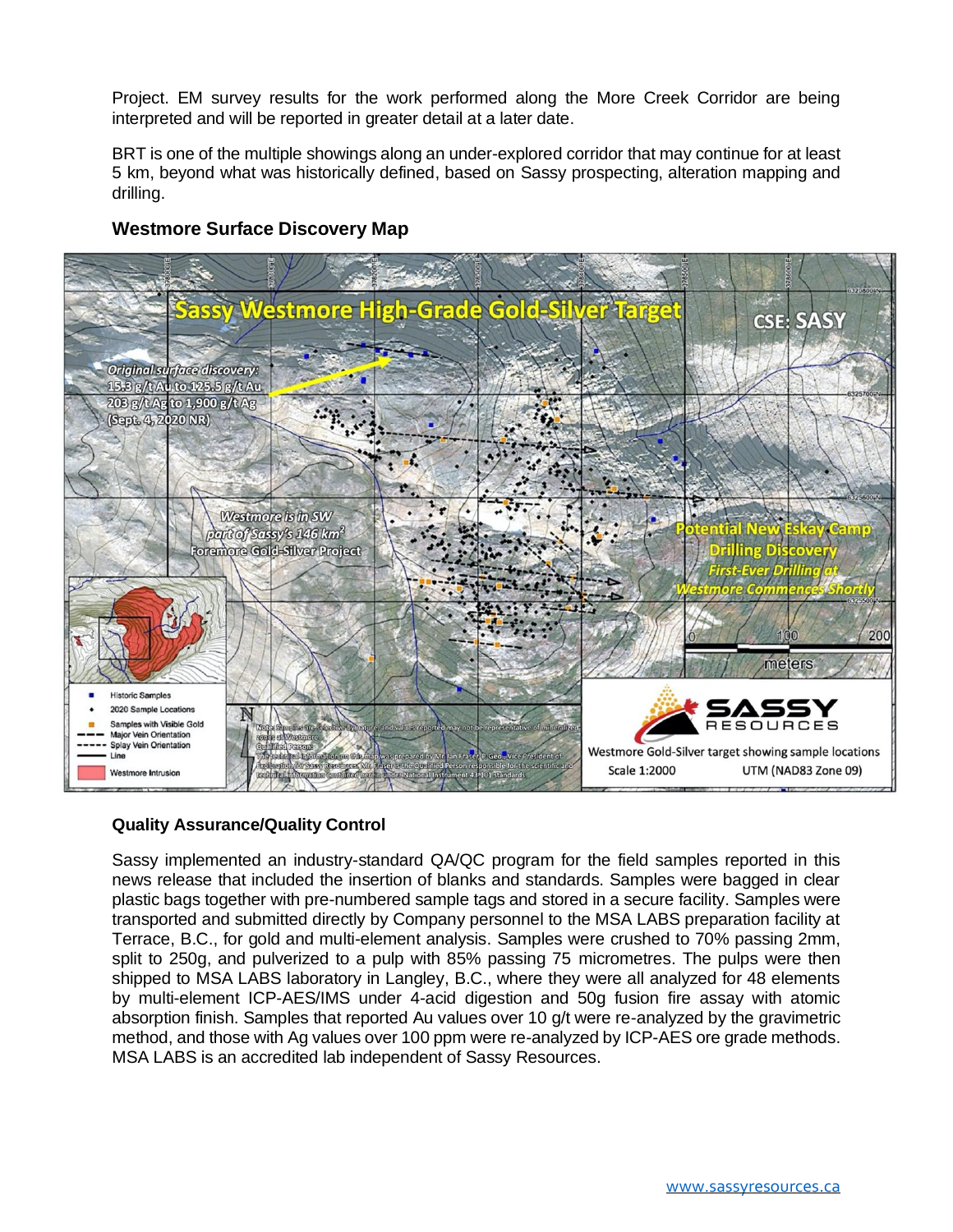Project. EM survey results for the work performed along the More Creek Corridor are being interpreted and will be reported in greater detail at a later date.

BRT is one of the multiple showings along an under-explored corridor that may continue for at least 5 km, beyond what was historically defined, based on Sassy prospecting, alteration mapping and drilling.

### Westmore Surface Discovery Map

### Quality Assurance/Quality Control

Sassy implemented an industry-standard QA/QC program for the field samples reported in this news release that included the insertion of blanks and standards. Samples were bagged in clear plastic bags together with pre-numbered sample tags and stored in a secure facility. Samples were transported and submitted directly by Company personnel to the MSA LABS preparation facility at Terrace, B.C., for gold and multi-element analysis. Samples were crushed to 70% passing 2mm, split to 250g, and pulverized to a pulp with 85% passing 75 micrometres. The pulps were then shipped to MSA LABS laboratory in Langley, B.C., where they were all analyzed for 48 elements by multi-element ICP-AES/IMS under 4-acid digestion and 50g fusion fire assay with atomic absorption finish. Samples that reported Au values over 10 g/t were re-analyzed by the gravimetric method, and those with Ag values over 100 ppm were re-analyzed by ICP-AES ore grade methods. MSA LABS is an accredited lab independent of Sassy Resources.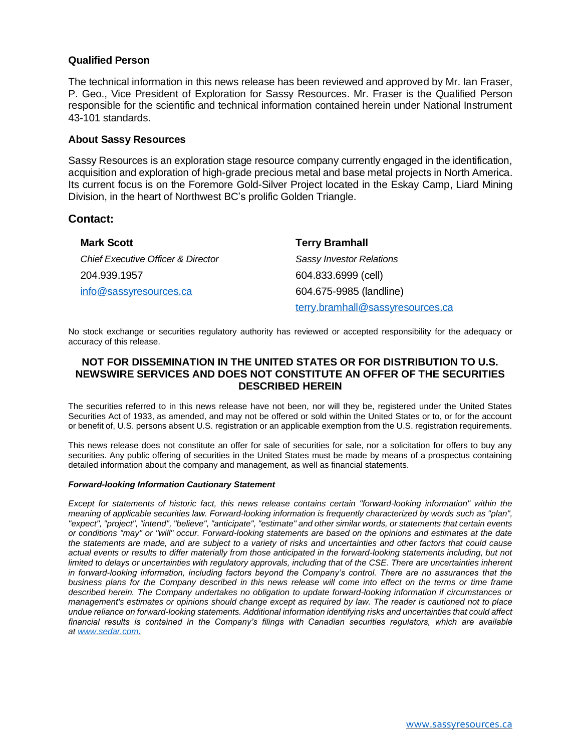### Qualified Person

The technical information in this news release has been reviewed and approved by Mr. Ian Fraser, P. Geo., Vice President of Exploration for Sassy Resources. Mr. Fraser is the Qualified Person responsible for the scientific and technical information contained herein under National Instrument 43-101 standards.

### About Sassy Resources

Sassy Resources is an exploration stage resource company currently engaged in the identification, acquisition and exploration of high-grade precious metal and base metal projects in North America. Its current focus is on the Foremore Gold-Silver Project located in the Eskay Camp, Liard Mining Division, in the heart of Northwest BC's prolific Golden Triangle.

## Contact:

**Mark Scott**
*Chief Executive Officer & Director*
204.939.1957
info@sassyresources.ca

**Terry Bramhall**
*Sassy Investor Relations*
604.833.6999 (cell)
604.675-9985 (landline)
terry.bramhall@sassyresources.ca

No stock exchange or securities regulatory authority has reviewed or accepted responsibility for the adequacy or accuracy of this release.

### NOT FOR DISSEMINATION IN THE UNITED STATES OR FOR DISTRIBUTION TO U.S. NEWSWIRE SERVICES AND DOES NOT CONSTITUTE AN OFFER OF THE SECURITIES DESCRIBED HEREIN

The securities referred to in this news release have not been, nor will they be, registered under the United States Securities Act of 1933, as amended, and may not be offered or sold within the United States or to, or for the account or benefit of, U.S. persons absent U.S. registration or an applicable exemption from the U.S. registration requirements.

This news release does not constitute an offer for sale of securities for sale, nor a solicitation for offers to buy any securities. Any public offering of securities in the United States must be made by means of a prospectus containing detailed information about the company and management, as well as financial statements.

***Forward-looking Information Cautionary Statement***

*Except for statements of historic fact, this news release contains certain "forward-looking information" within the meaning of applicable securities law. Forward-looking information is frequently characterized by words such as "plan", "expect", "project", "intend", "believe", "anticipate", "estimate" and other similar words, or statements that certain events or conditions "may" or "will" occur. Forward-looking statements are based on the opinions and estimates at the date the statements are made, and are subject to a variety of risks and uncertainties and other factors that could cause actual events or results to differ materially from those anticipated in the forward-looking statements including, but not limited to delays or uncertainties with regulatory approvals, including that of the CSE. There are uncertainties inherent in forward-looking information, including factors beyond the Company's control. There are no assurances that the business plans for the Company described in this news release will come into effect on the terms or time frame described herein. The Company undertakes no obligation to update forward-looking information if circumstances or management's estimates or opinions should change except as required by law. The reader is cautioned not to place undue reliance on forward-looking statements. Additional information identifying risks and uncertainties that could affect financial results is contained in the Company's filings with Canadian securities regulators, which are available at www.sedar.com.*